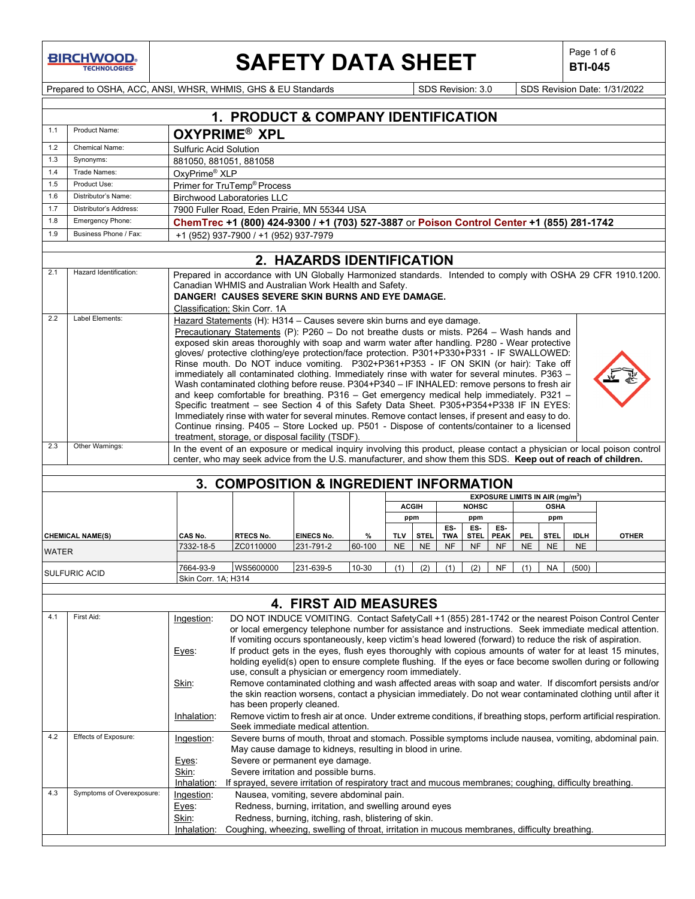# SAFETY DATA SHEET

**BTI-045**

Prepared to OSHA, ACC, ANSI, WHSR, WHMIS, GHS & EU Standards | SDS Revision: 3.0 | SDS Revision Date: 1/31/2022

## 1. PRODUCT & COMPANY IDENTIFICATION

| | | |
|---|---|---|
| 1.1 | Product Name: | **OXYPRIME® XPL** |
| 1.2 | Chemical Name: | Sulfuric Acid Solution |
| 1.3 | Synonyms: | 881050, 881051, 881058 |
| 1.4 | Trade Names: | OxyPrime® XLP |
| 1.5 | Product Use: | Primer for TruTemp® Process |
| 1.6 | Distributor's Name: | Birchwood Laboratories LLC |
| 1.7 | Distributor's Address: | 7900 Fuller Road, Eden Prairie, MN 55344 USA |
| 1.8 | Emergency Phone: | **ChemTrec +1 (800) 424-9300 / +1 (703) 527-3887 or Poison Control Center +1 (855) 281-1742** |
| 1.9 | Business Phone / Fax: | +1 (952) 937-7900 / +1 (952) 937-7979 |

## 2. HAZARDS IDENTIFICATION

| | | |
|---|---|---|
| 2.1 | Hazard Identification: | Prepared in accordance with UN Globally Harmonized standards. Intended to comply with OSHA 29 CFR 1910.1200. Canadian WHMIS and Australian Work Health and Safety. **DANGER! CAUSES SEVERE SKIN BURNS AND EYE DAMAGE.** Classification: Skin Corr. 1A |
| 2.2 | Label Elements: | Hazard Statements (H): H314 – Causes severe skin burns and eye damage. Precautionary Statements (P): P260 – Do not breathe dusts or mists. P264 – Wash hands and exposed skin areas thoroughly with soap and warm water after handling. P280 - Wear protective gloves/ protective clothing/eye protection/face protection. P301+P330+P331 - IF SWALLOWED: Rinse mouth. Do NOT induce vomiting. P302+P361+P353 - IF ON SKIN (or hair): Take off immediately all contaminated clothing. Immediately rinse with water for several minutes. P363 – Wash contaminated clothing before reuse. P304+P340 – IF INHALED: remove persons to fresh air and keep comfortable for breathing. P316 – Get emergency medical help immediately. P321 – Specific treatment – see Section 4 of this Safety Data Sheet. P305+P354+P338 IF IN EYES: Immediately rinse with water for several minutes. Remove contact lenses, if present and easy to do. Continue rinsing. P405 – Store Locked up. P501 - Dispose of contents/container to a licensed treatment, storage, or disposal facility (TSDF). |
| 2.3 | Other Warnings: | In the event of an exposure or medical inquiry involving this product, please contact a physician or local poison control center, who may seek advice from the U.S. manufacturer, and show them this SDS. **Keep out of reach of children.** |

## 3. COMPOSITION & INGREDIENT INFORMATION

| | | | | | EXPOSURE LIMITS IN AIR (mg/m³) | | | | | | | | |
|---|---|---|---|---|---|---|---|---|---|---|---|---|---|
| | | | | | ACGIH | | NOHSC | | | OSHA | | | |
| | | | | | ppm | | ppm | | | ppm | | | |
| CHEMICAL NAME(S) | CAS No. | RTECS No. | EINECS No. | % | TLV | STEL | ES-TWA | ES-STEL | ES-PEAK | PEL | STEL | IDLH | OTHER |
| WATER | 7332-18-5 | ZC0110000 | 231-791-2 | 60-100 | NE | NE | NF | NF | NF | NE | NE | NE | |
| SULFURIC ACID | 7664-93-9 | WS5600000 | 231-639-5 | 10-30 | (1) | (2) | (1) | (2) | NF | (1) | NA | (500) | |
| | Skin Corr. 1A; H314 | | | | | | | | | | | | |

## 4. FIRST AID MEASURES

| | | |
|---|---|---|
| 4.1 | First Aid: | Ingestion: DO NOT INDUCE VOMITING. Contact SafetyCall +1 (855) 281-1742 or the nearest Poison Control Center or local emergency telephone number for assistance and instructions. Seek immediate medical attention. If vomiting occurs spontaneously, keep victim's head lowered (forward) to reduce the risk of aspiration.<br>Eyes: If product gets in the eyes, flush eyes thoroughly with copious amounts of water for at least 15 minutes, holding eyelid(s) open to ensure complete flushing. If the eyes or face become swollen during or following use, consult a physician or emergency room immediately.<br>Skin: Remove contaminated clothing and wash affected areas with soap and water. If discomfort persists and/or the skin reaction worsens, contact a physician immediately. Do not wear contaminated clothing until after it has been properly cleaned.<br>Inhalation: Remove victim to fresh air at once. Under extreme conditions, if breathing stops, perform artificial respiration. Seek immediate medical attention. |
| 4.2 | Effects of Exposure: | Ingestion: Severe burns of mouth, throat and stomach. Possible symptoms include nausea, vomiting, abdominal pain. May cause damage to kidneys, resulting in blood in urine.<br>Eyes: Severe or permanent eye damage.<br>Skin: Severe irritation and possible burns.<br>Inhalation: If sprayed, severe irritation of respiratory tract and mucous membranes; coughing, difficulty breathing. |
| 4.3 | Symptoms of Overexposure: | Ingestion: Nausea, vomiting, severe abdominal pain.<br>Eyes: Redness, burning, irritation, and swelling around eyes<br>Skin: Redness, burning, itching, rash, blistering of skin.<br>Inhalation: Coughing, wheezing, swelling of throat, irritation in mucous membranes, difficulty breathing. |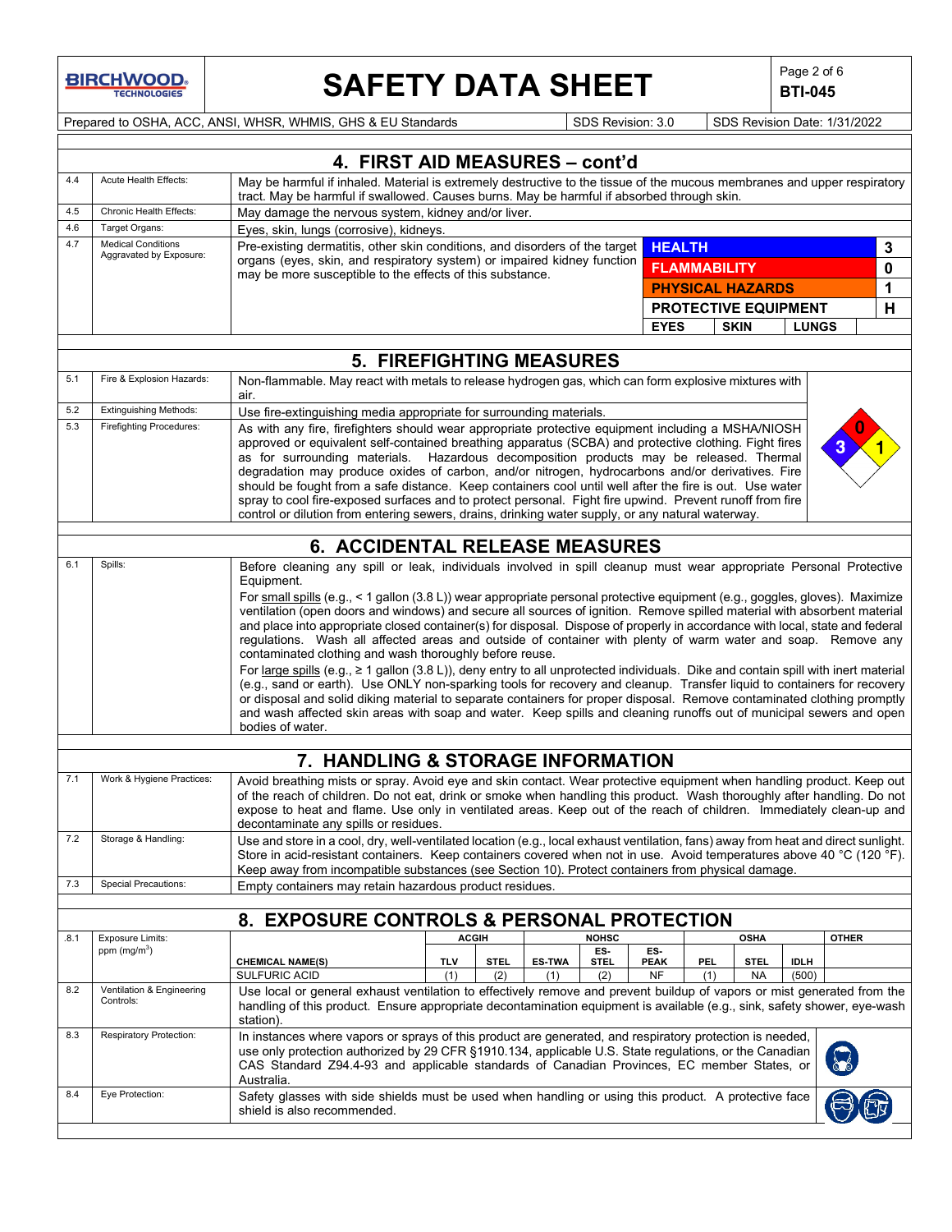Prepared to OSHA, ACC, ANSI, WHSR, WHMIS, GHS & EU Standards | SDS Revision: 3.0 | SDS Revision Date: 1/31/2022

## 4. FIRST AID MEASURES – cont'd

| | | |
|---|---|---|
| 4.4 | Acute Health Effects: | May be harmful if inhaled. Material is extremely destructive to the tissue of the mucous membranes and upper respiratory tract. May be harmful if swallowed. Causes burns. May be harmful if absorbed through skin. |
| 4.5 | Chronic Health Effects: | May damage the nervous system, kidney and/or liver. |
| 4.6 | Target Organs: | Eyes, skin, lungs (corrosive), kidneys. |
| 4.7 | Medical Conditions Aggravated by Exposure: | Pre-existing dermatitis, other skin conditions, and disorders of the target organs (eyes, skin, and respiratory system) or impaired kidney function may be more susceptible to the effects of this substance. |

| HMIS | |
|---|---|
| HEALTH | 3 |
| FLAMMABILITY | 0 |
| PHYSICAL HAZARDS | 1 |
| PROTECTIVE EQUIPMENT | H |
| EYES, SKIN, LUNGS | |

## 5. FIREFIGHTING MEASURES

| | | |
|---|---|---|
| 5.1 | Fire & Explosion Hazards: | Non-flammable. May react with metals to release hydrogen gas, which can form explosive mixtures with air. |
| 5.2 | Extinguishing Methods: | Use fire-extinguishing media appropriate for surrounding materials. |
| 5.3 | Firefighting Procedures: | As with any fire, firefighters should wear appropriate protective equipment including a MSHA/NIOSH approved or equivalent self-contained breathing apparatus (SCBA) and protective clothing. Fight fires as for surrounding materials. Hazardous decomposition products may be released. Thermal degradation may produce oxides of carbon, and/or nitrogen, hydrocarbons and/or derivatives. Fire should be fought from a safe distance. Keep containers cool until well after the fire is out. Use water spray to cool fire-exposed surfaces and to protect personal. Fight fire upwind. Prevent runoff from fire control or dilution from entering sewers, drains, drinking water supply, or any natural waterway. |

NFPA: Health 3, Flammability 0, Instability 1

## 6. ACCIDENTAL RELEASE MEASURES

**6.1 Spills:**

Before cleaning any spill or leak, individuals involved in spill cleanup must wear appropriate Personal Protective Equipment.

For small spills (e.g., < 1 gallon (3.8 L)) wear appropriate personal protective equipment (e.g., goggles, gloves). Maximize ventilation (open doors and windows) and secure all sources of ignition. Remove spilled material with absorbent material and place into appropriate closed container(s) for disposal. Dispose of properly in accordance with local, state and federal regulations. Wash all affected areas and outside of container with plenty of warm water and soap. Remove any contaminated clothing and wash thoroughly before reuse.

For large spills (e.g., ≥ 1 gallon (3.8 L)), deny entry to all unprotected individuals. Dike and contain spill with inert material (e.g., sand or earth). Use ONLY non-sparking tools for recovery and cleanup. Transfer liquid to containers for recovery or disposal and solid diking material to separate containers for proper disposal. Remove contaminated clothing promptly and wash affected skin areas with soap and water. Keep spills and cleaning runoffs out of municipal sewers and open bodies of water.

## 7. HANDLING & STORAGE INFORMATION

| | | |
|---|---|---|
| 7.1 | Work & Hygiene Practices: | Avoid breathing mists or spray. Avoid eye and skin contact. Wear protective equipment when handling product. Keep out of the reach of children. Do not eat, drink or smoke when handling this product. Wash thoroughly after handling. Do not expose to heat and flame. Use only in ventilated areas. Keep out of the reach of children. Immediately clean-up and decontaminate any spills or residues. |
| 7.2 | Storage & Handling: | Use and store in a cool, dry, well-ventilated location (e.g., local exhaust ventilation, fans) away from heat and direct sunlight. Store in acid-resistant containers. Keep containers covered when not in use. Avoid temperatures above 40 °C (120 °F). Keep away from incompatible substances (see Section 10). Protect containers from physical damage. |
| 7.3 | Special Precautions: | Empty containers may retain hazardous product residues. |

## 8. EXPOSURE CONTROLS & PERSONAL PROTECTION

**8.1 Exposure Limits: ppm (mg/m³)**

| | ACGIH | | NOHSC | | | OSHA | | | OTHER |
|---|---|---|---|---|---|---|---|---|---|
| CHEMICAL NAME(S) | TLV | STEL | ES-TWA | ES-STEL | ES-PEAK | PEL | STEL | IDLH | |
| SULFURIC ACID | (1) | (2) | (1) | (2) | NF | (1) | NA | (500) | |

| | | |
|---|---|---|
| 8.2 | Ventilation & Engineering Controls: | Use local or general exhaust ventilation to effectively remove and prevent buildup of vapors or mist generated from the handling of this product. Ensure appropriate decontamination equipment is available (e.g., sink, safety shower, eye-wash station). |
| 8.3 | Respiratory Protection: | In instances where vapors or sprays of this product are generated, and respiratory protection is needed, use only protection authorized by 29 CFR §1910.134, applicable U.S. State regulations, or the Canadian CAS Standard Z94.4-93 and applicable standards of Canadian Provinces, EC member States, or Australia. |
| 8.4 | Eye Protection: | Safety glasses with side shields must be used when handling or using this product. A protective face shield is also recommended. |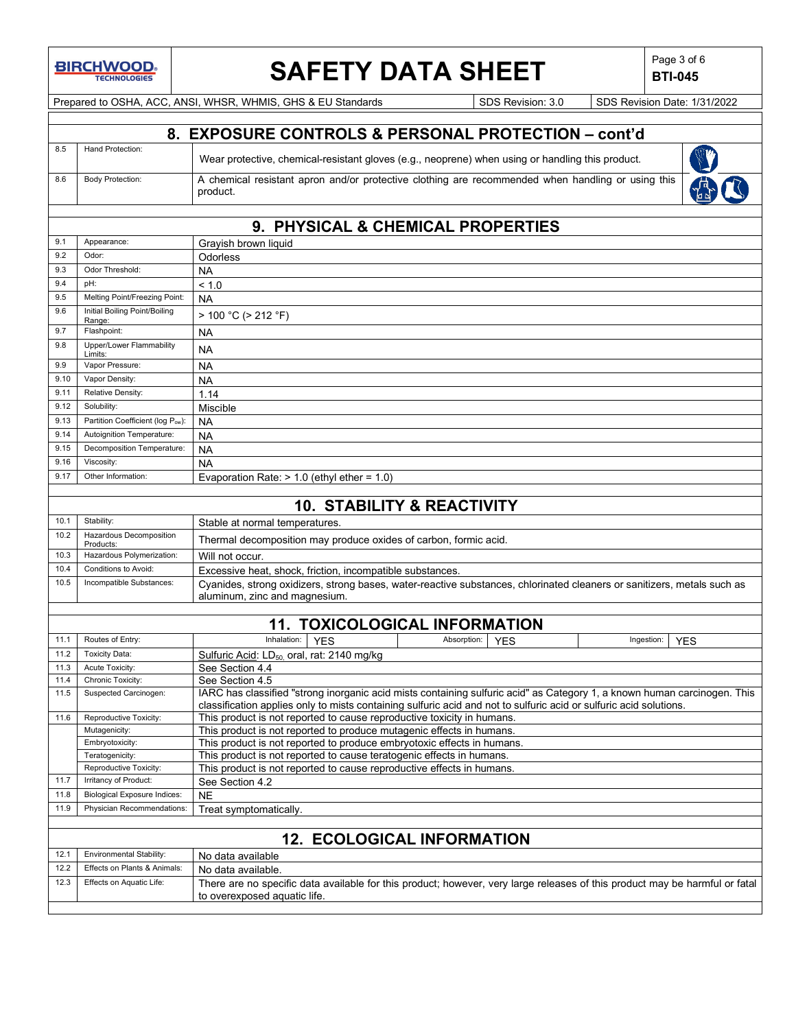## 8. EXPOSURE CONTROLS & PERSONAL PROTECTION – cont'd

| | | |
|---|---|---|
| 8.5 | Hand Protection: | Wear protective, chemical-resistant gloves (e.g., neoprene) when using or handling this product. |
| 8.6 | Body Protection: | A chemical resistant apron and/or protective clothing are recommended when handling or using this product. |

## 9. PHYSICAL & CHEMICAL PROPERTIES

| | | |
|---|---|---|
| 9.1 | Appearance: | Grayish brown liquid |
| 9.2 | Odor: | Odorless |
| 9.3 | Odor Threshold: | NA |
| 9.4 | pH: | < 1.0 |
| 9.5 | Melting Point/Freezing Point: | NA |
| 9.6 | Initial Boiling Point/Boiling Range: | > 100 °C (> 212 °F) |
| 9.7 | Flashpoint: | NA |
| 9.8 | Upper/Lower Flammability Limits: | NA |
| 9.9 | Vapor Pressure: | NA |
| 9.10 | Vapor Density: | NA |
| 9.11 | Relative Density: | 1.14 |
| 9.12 | Solubility: | Miscible |
| 9.13 | Partition Coefficient (log $P_{ow}$): | NA |
| 9.14 | Autoignition Temperature: | NA |
| 9.15 | Decomposition Temperature: | NA |
| 9.16 | Viscosity: | NA |
| 9.17 | Other Information: | Evaporation Rate: > 1.0 (ethyl ether = 1.0) |

## 10. STABILITY & REACTIVITY

| | | |
|---|---|---|
| 10.1 | Stability: | Stable at normal temperatures. |
| 10.2 | Hazardous Decomposition Products: | Thermal decomposition may produce oxides of carbon, formic acid. |
| 10.3 | Hazardous Polymerization: | Will not occur. |
| 10.4 | Conditions to Avoid: | Excessive heat, shock, friction, incompatible substances. |
| 10.5 | Incompatible Substances: | Cyanides, strong oxidizers, strong bases, water-reactive substances, chlorinated cleaners or sanitizers, metals such as aluminum, zinc and magnesium. |

## 11. TOXICOLOGICAL INFORMATION

| | | |
|---|---|---|
| 11.1 | Routes of Entry: | Inhalation: YES; Absorption: YES; Ingestion: YES |
| 11.2 | Toxicity Data: | Sulfuric Acid: $LD_{50}$, oral, rat: 2140 mg/kg |
| 11.3 | Acute Toxicity: | See Section 4.4 |
| 11.4 | Chronic Toxicity: | See Section 4.5 |
| 11.5 | Suspected Carcinogen: | IARC has classified "strong inorganic acid mists containing sulfuric acid" as Category 1, a known human carcinogen. This classification applies only to mists containing sulfuric acid and not to sulfuric acid or sulfuric acid solutions. |
| 11.6 | Reproductive Toxicity: | This product is not reported to cause reproductive toxicity in humans. |
| | Mutagenicity: | This product is not reported to produce mutagenic effects in humans. |
| | Embryotoxicity: | This product is not reported to produce embryotoxic effects in humans. |
| | Teratogenicity: | This product is not reported to cause teratogenic effects in humans. |
| | Reproductive Toxicity: | This product is not reported to cause reproductive effects in humans. |
| 11.7 | Irritancy of Product: | See Section 4.2 |
| 11.8 | Biological Exposure Indices: | NE |
| 11.9 | Physician Recommendations: | Treat symptomatically. |

## 12. ECOLOGICAL INFORMATION

| | | |
|---|---|---|
| 12.1 | Environmental Stability: | No data available |
| 12.2 | Effects on Plants & Animals: | No data available. |
| 12.3 | Effects on Aquatic Life: | There are no specific data available for this product; however, very large releases of this product may be harmful or fatal to overexposed aquatic life. |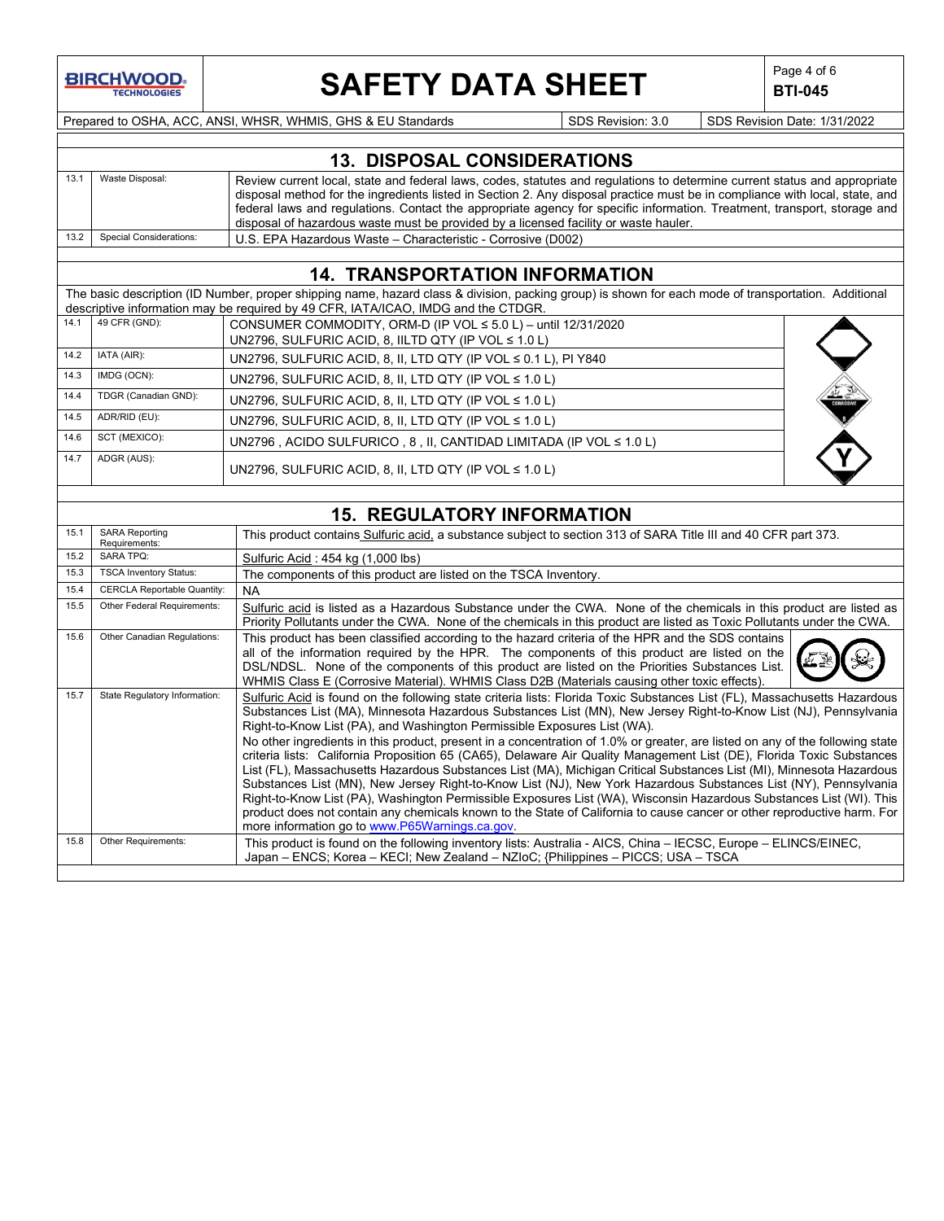## 13. DISPOSAL CONSIDERATIONS

| | | |
|---|---|---|
| 13.1 | Waste Disposal: | Review current local, state and federal laws, codes, statutes and regulations to determine current status and appropriate disposal method for the ingredients listed in Section 2. Any disposal practice must be in compliance with local, state, and federal laws and regulations. Contact the appropriate agency for specific information. Treatment, transport, storage and disposal of hazardous waste must be provided by a licensed facility or waste hauler. |
| 13.2 | Special Considerations: | U.S. EPA Hazardous Waste – Characteristic - Corrosive (D002) |

## 14. TRANSPORTATION INFORMATION

The basic description (ID Number, proper shipping name, hazard class & division, packing group) is shown for each mode of transportation. Additional descriptive information may be required by 49 CFR, IATA/ICAO, IMDG and the CTDGR.

| | | |
|---|---|---|
| 14.1 | 49 CFR (GND): | CONSUMER COMMODITY, ORM-D (IP VOL ≤ 5.0 L) – until 12/31/2020<br>UN2796, SULFURIC ACID, 8, IILTD QTY (IP VOL ≤ 1.0 L) |
| 14.2 | IATA (AIR): | UN2796, SULFURIC ACID, 8, II, LTD QTY (IP VOL ≤ 0.1 L), PI Y840 |
| 14.3 | IMDG (OCN): | UN2796, SULFURIC ACID, 8, II, LTD QTY (IP VOL ≤ 1.0 L) |
| 14.4 | TDGR (Canadian GND): | UN2796, SULFURIC ACID, 8, II, LTD QTY (IP VOL ≤ 1.0 L) |
| 14.5 | ADR/RID (EU): | UN2796, SULFURIC ACID, 8, II, LTD QTY (IP VOL ≤ 1.0 L) |
| 14.6 | SCT (MEXICO): | UN2796 , ACIDO SULFURICO , 8 , II, CANTIDAD LIMITADA (IP VOL ≤ 1.0 L) |
| 14.7 | ADGR (AUS): | UN2796, SULFURIC ACID, 8, II, LTD QTY (IP VOL ≤ 1.0 L) |

## 15. REGULATORY INFORMATION

| | | |
|---|---|---|
| 15.1 | SARA Reporting Requirements: | This product contains Sulfuric acid, a substance subject to section 313 of SARA Title III and 40 CFR part 373. |
| 15.2 | SARA TPQ: | Sulfuric Acid : 454 kg (1,000 lbs) |
| 15.3 | TSCA Inventory Status: | The components of this product are listed on the TSCA Inventory. |
| 15.4 | CERCLA Reportable Quantity: | NA |
| 15.5 | Other Federal Requirements: | Sulfuric acid is listed as a Hazardous Substance under the CWA. None of the chemicals in this product are listed as Priority Pollutants under the CWA. None of the chemicals in this product are listed as Toxic Pollutants under the CWA. |
| 15.6 | Other Canadian Regulations: | This product has been classified according to the hazard criteria of the HPR and the SDS contains all of the information required by the HPR. The components of this product are listed on the DSL/NDSL. None of the components of this product are listed on the Priorities Substances List. WHMIS Class E (Corrosive Material). WHMIS Class D2B (Materials causing other toxic effects). |
| 15.7 | State Regulatory Information: | Sulfuric Acid is found on the following state criteria lists: Florida Toxic Substances List (FL), Massachusetts Hazardous Substances List (MA), Minnesota Hazardous Substances List (MN), New Jersey Right-to-Know List (NJ), Pennsylvania Right-to-Know List (PA), and Washington Permissible Exposures List (WA).<br>No other ingredients in this product, present in a concentration of 1.0% or greater, are listed on any of the following state criteria lists: California Proposition 65 (CA65), Delaware Air Quality Management List (DE), Florida Toxic Substances List (FL), Massachusetts Hazardous Substances List (MA), Michigan Critical Substances List (MI), Minnesota Hazardous Substances List (MN), New Jersey Right-to-Know List (NJ), New York Hazardous Substances List (NY), Pennsylvania Right-to-Know List (PA), Washington Permissible Exposures List (WA), Wisconsin Hazardous Substances List (WI). This product does not contain any chemicals known to the State of California to cause cancer or other reproductive harm. For more information go to www.P65Warnings.ca.gov. |
| 15.8 | Other Requirements: | This product is found on the following inventory lists: Australia - AICS, China – IECSC, Europe – ELINCS/EINEC, Japan – ENCS; Korea – KECI; New Zealand – NZIoC; {Philippines – PICCS; USA – TSCA |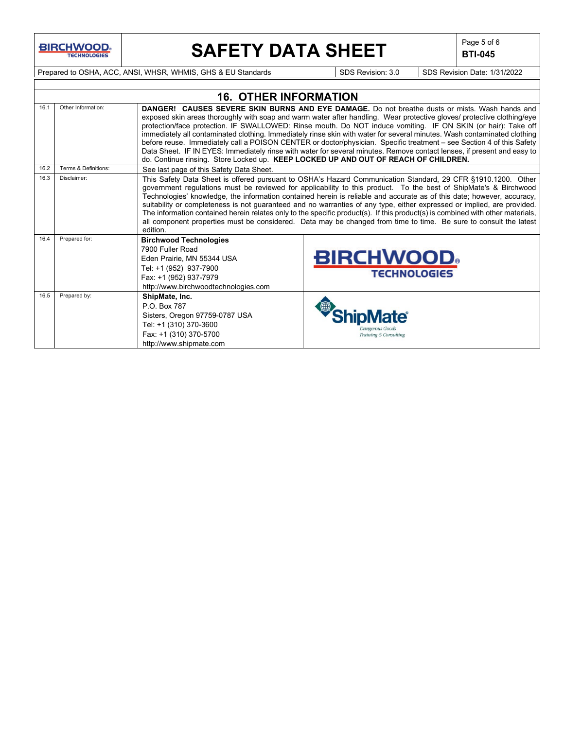## 16. OTHER INFORMATION

| | | |
|---|---|---|
| 16.1 | Other Information: | **DANGER! CAUSES SEVERE SKIN BURNS AND EYE DAMAGE.** Do not breathe dusts or mists. Wash hands and exposed skin areas thoroughly with soap and warm water after handling. Wear protective gloves/ protective clothing/eye protection/face protection. IF SWALLOWED: Rinse mouth. Do NOT induce vomiting. IF ON SKIN (or hair): Take off immediately all contaminated clothing. Immediately rinse skin with water for several minutes. Wash contaminated clothing before reuse. Immediately call a POISON CENTER or doctor/physician. Specific treatment – see Section 4 of this Safety Data Sheet. IF IN EYES: Immediately rinse with water for several minutes. Remove contact lenses, if present and easy to do. Continue rinsing. Store Locked up. **KEEP LOCKED UP AND OUT OF REACH OF CHILDREN.** |
| 16.2 | Terms & Definitions: | See last page of this Safety Data Sheet. |
| 16.3 | Disclaimer: | This Safety Data Sheet is offered pursuant to OSHA's Hazard Communication Standard, 29 CFR §1910.1200. Other government regulations must be reviewed for applicability to this product. To the best of ShipMate's & Birchwood Technologies' knowledge, the information contained herein is reliable and accurate as of this date; however, accuracy, suitability or completeness is not guaranteed and no warranties of any type, either expressed or implied, are provided. The information contained herein relates only to the specific product(s). If this product(s) is combined with other materials, all component properties must be considered. Data may be changed from time to time. Be sure to consult the latest edition. |
| 16.4 | Prepared for: | **Birchwood Technologies**<br>7900 Fuller Road<br>Eden Prairie, MN 55344 USA<br>Tel: +1 (952) 937-7900<br>Fax: +1 (952) 937-7979<br>http://www.birchwoodtechnologies.com |
| 16.5 | Prepared by: | **ShipMate, Inc.**<br>P.O. Box 787<br>Sisters, Oregon 97759-0787 USA<br>Tel: +1 (310) 370-3600<br>Fax: +1 (310) 370-5700<br>http://www.shipmate.com |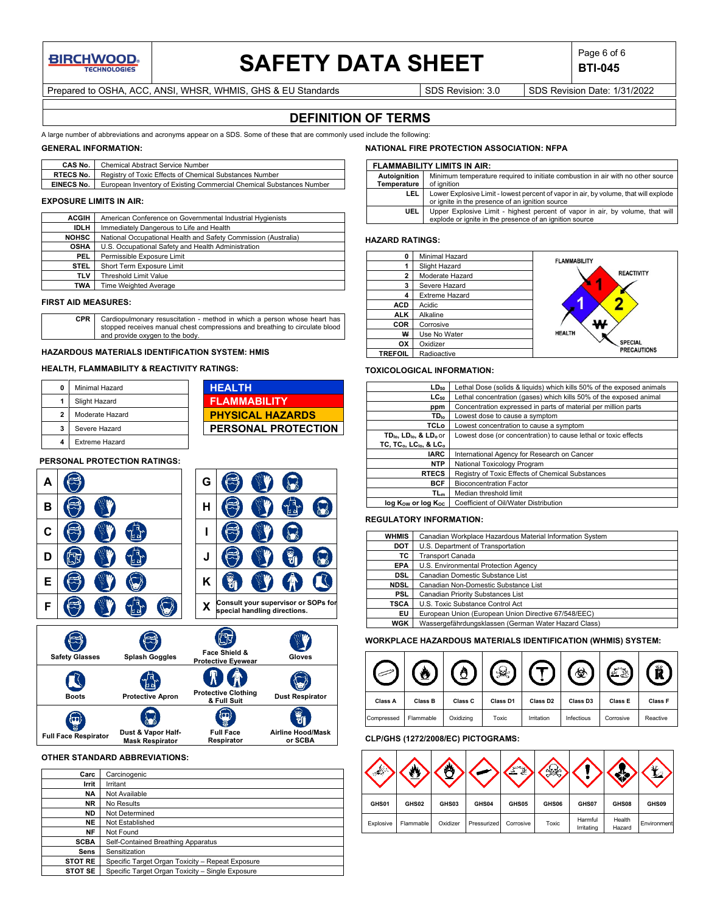# DEFINITION OF TERMS

A large number of abbreviations and acronyms appear on a SDS. Some of these that are commonly used include the following:

## GENERAL INFORMATION:

| | |
|---|---|
| **CAS No.** | Chemical Abstract Service Number |
| **RTECS No.** | Registry of Toxic Effects of Chemical Substances Number |
| **EINECS No.** | European Inventory of Existing Commercial Chemical Substances Number |

## EXPOSURE LIMITS IN AIR:

| | |
|---|---|
| **ACGIH** | American Conference on Governmental Industrial Hygienists |
| **IDLH** | Immediately Dangerous to Life and Health |
| **NOHSC** | National Occupational Health and Safety Commission (Australia) |
| **OSHA** | U.S. Occupational Safety and Health Administration |
| **PEL** | Permissible Exposure Limit |
| **STEL** | Short Term Exposure Limit |
| **TLV** | Threshold Limit Value |
| **TWA** | Time Weighted Average |

## FIRST AID MEASURES:

| | |
|---|---|
| **CPR** | Cardiopulmonary resuscitation - method in which a person whose heart has stopped receives manual chest compressions and breathing to circulate blood and provide oxygen to the body. |

## HAZARDOUS MATERIALS IDENTIFICATION SYSTEM: HMIS

### HEALTH, FLAMMABILITY & REACTIVITY RATINGS:

| | |
|---|---|
| **0** | Minimal Hazard |
| **1** | Slight Hazard |
| **2** | Moderate Hazard |
| **3** | Severe Hazard |
| **4** | Extreme Hazard |

HEALTH
FLAMMABILITY
PHYSICAL HAZARDS
PERSONAL PROTECTION

### PERSONAL PROTECTION RATINGS:

A, B, C, D, E, F, G, H, I, J, K

X Consult your supervisor or SOPs for special handling directions.

Safety Glasses, Splash Goggles, Face Shield & Protective Eyewear, Gloves, Boots, Protective Apron, Protective Clothing & Full Suit, Dust Respirator, Full Face Respirator, Dust & Vapor Half-Mask Respirator, Full Face Respirator, Airline Hood/Mask or SCBA

## OTHER STANDARD ABBREVIATIONS:

| | |
|---|---|
| **Carc** | Carcinogenic |
| **Irrit** | Irritant |
| **NA** | Not Available |
| **NR** | No Results |
| **ND** | Not Determined |
| **NE** | Not Established |
| **NF** | Not Found |
| **SCBA** | Self-Contained Breathing Apparatus |
| **Sens** | Sensitization |
| **STOT RE** | Specific Target Organ Toxicity – Repeat Exposure |
| **STOT SE** | Specific Target Organ Toxicity – Single Exposure |

## NATIONAL FIRE PROTECTION ASSOCIATION: NFPA

| FLAMMABILITY LIMITS IN AIR: | |
|---|---|
| **Autoignition Temperature** | Minimum temperature required to initiate combustion in air with no other source of ignition |
| **LEL** | Lower Explosive Limit - lowest percent of vapor in air, by volume, that will explode or ignite in the presence of an ignition source |
| **UEL** | Upper Explosive Limit - highest percent of vapor in air, by volume, that will explode or ignite in the presence of an ignition source |

### HAZARD RATINGS:

| | |
|---|---|
| **0** | Minimal Hazard |
| **1** | Slight Hazard |
| **2** | Moderate Hazard |
| **3** | Severe Hazard |
| **4** | Extreme Hazard |
| **ACD** | Acidic |
| **ALK** | Alkaline |
| **COR** | Corrosive |
| **W** | Use No Water |
| **OX** | Oxidizer |
| **TREFOIL** | Radioactive |

FLAMMABILITY
REACTIVITY
HEALTH
SPECIAL PRECAUTIONS

## TOXICOLOGICAL INFORMATION:

| | |
|---|---|
| **$LD_{50}$** | Lethal Dose (solids & liquids) which kills 50% of the exposed animals |
| **$LC_{50}$** | Lethal concentration (gases) which kills 50% of the exposed animal |
| **ppm** | Concentration expressed in parts of material per million parts |
| **$TD_{lo}$** | Lowest dose to cause a symptom |
| **TCLo** | Lowest concentration to cause a symptom |
| **$TD_{lo}$, $LD_{lo}$, & $LD_o$ or TC, $TC_o$, $LC_{lo}$, & $LC_o$** | Lowest dose (or concentration) to cause lethal or toxic effects |
| **IARC** | International Agency for Research on Cancer |
| **NTP** | National Toxicology Program |
| **RTECS** | Registry of Toxic Effects of Chemical Substances |
| **BCF** | Bioconcentration Factor |
| **$TL_m$** | Median threshold limit |
| **log $K_{OW}$ or log $K_{OC}$** | Coefficient of Oil/Water Distribution |

## REGULATORY INFORMATION:

| | |
|---|---|
| **WHMIS** | Canadian Workplace Hazardous Material Information System |
| **DOT** | U.S. Department of Transportation |
| **TC** | Transport Canada |
| **EPA** | U.S. Environmental Protection Agency |
| **DSL** | Canadian Domestic Substance List |
| **NDSL** | Canadian Non-Domestic Substance List |
| **PSL** | Canadian Priority Substances List |
| **TSCA** | U.S. Toxic Substance Control Act |
| **EU** | European Union (European Union Directive 67/548/EEC) |
| **WGK** | Wassergefährdungsklassen (German Water Hazard Class) |

## WORKPLACE HAZARDOUS MATERIALS IDENTIFICATION (WHMIS) SYSTEM:

| Class A | Class B | Class C | Class D1 | Class D2 | Class D3 | Class E | Class F |
|---|---|---|---|---|---|---|---|
| Compressed | Flammable | Oxidizing | Toxic | Irritation | Infectious | Corrosive | Reactive |

## CLP/GHS (1272/2008/EC) PICTOGRAMS:

| GHS01 | GHS02 | GHS03 | GHS04 | GHS05 | GHS06 | GHS07 | GHS08 | GHS09 |
|---|---|---|---|---|---|---|---|---|
| Explosive | Flammable | Oxidizer | Pressurized | Corrosive | Toxic | Harmful Irritating | Health Hazard | Environment |